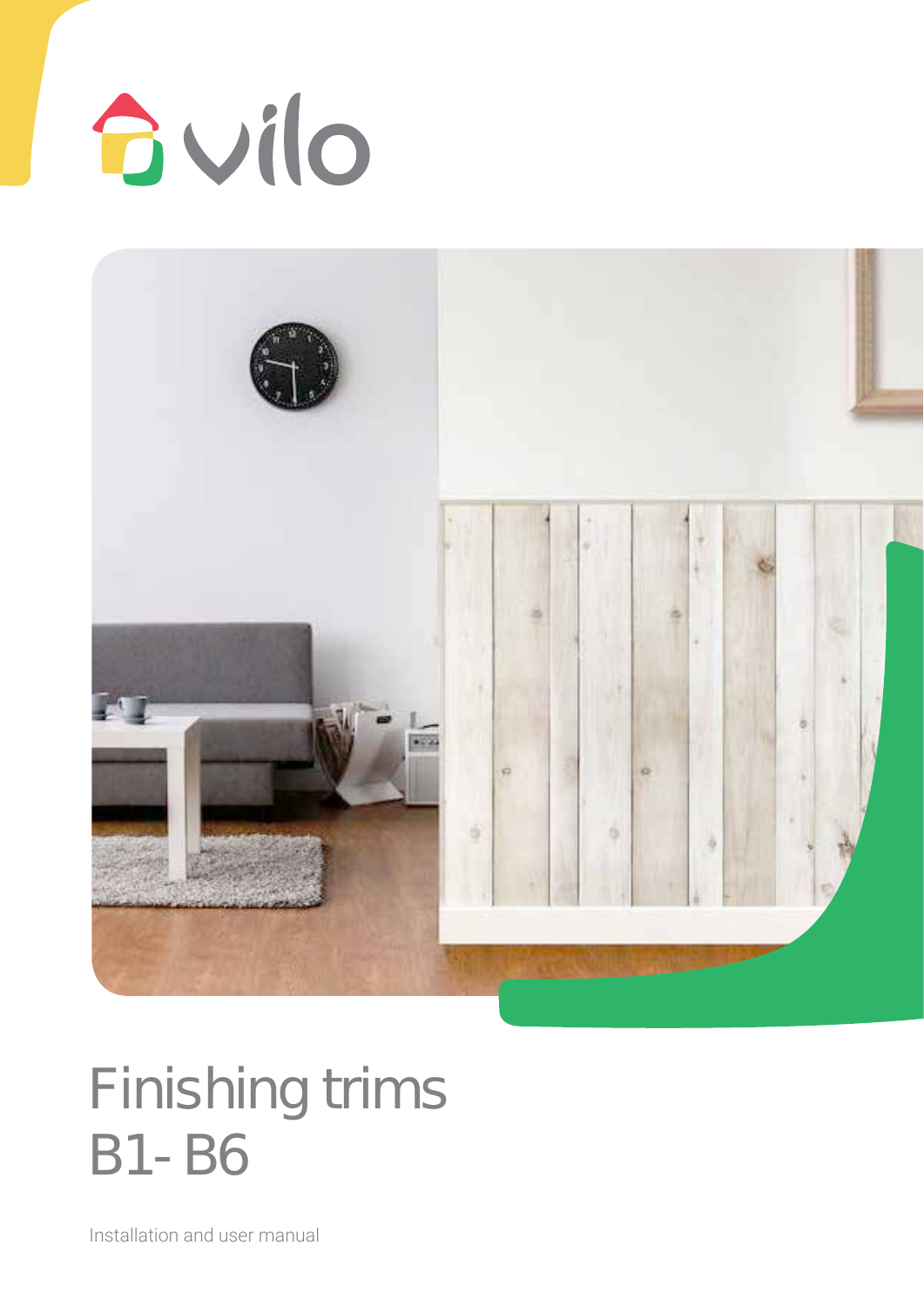vilo

# Finishing trims B1- B6

Installation and user manual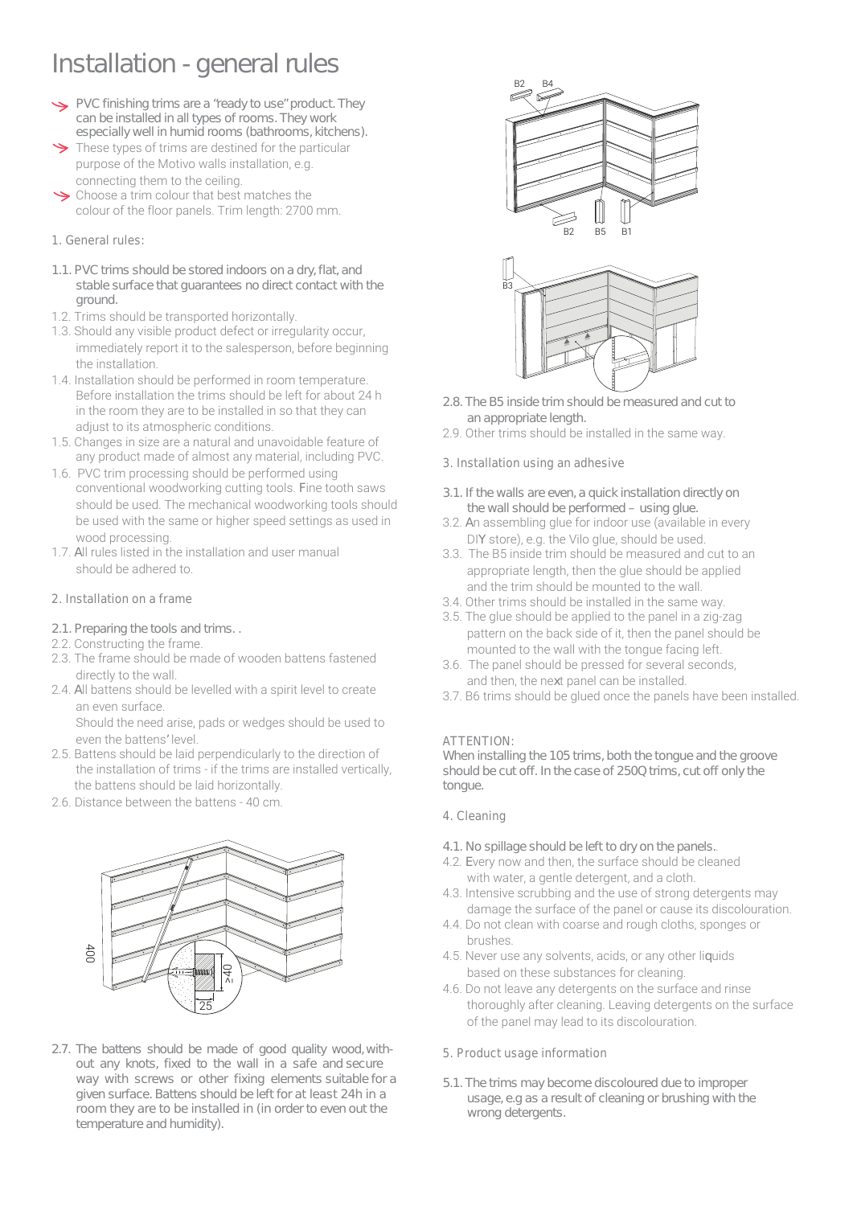# Installation - general rules

- PVC finishing trims are a "ready to use" product. They can be installed in all types of rooms. They work especially well in humid rooms (bathrooms, kitchens).
- These types of trims are destined for the particular purpose of the Motivo walls installation, e.g. connecting them to the ceiling.
- Choose a trim colour that best matches the colour of the floor panels. Trim length: 2700 mm.

1. General rules:

1.1. PVC trims should be stored indoors on a dry, flat, and stable surface that guarantees no direct contact with the ground.
1.2. Trims should be transported horizontally.
1.3. Should any visible product defect or irregularity occur, immediately report it to the salesperson, before beginning the installation.
1.4. Installation should be performed in room temperature. Before installation the trims should be left for about 24 h in the room they are to be installed in so that they can adjust to its atmospheric conditions.
1.5. Changes in size are a natural and unavoidable feature of any product made of almost any material, including PVC.
1.6. PVC trim processing should be performed using conventional woodworking cutting tools. Fine tooth saws should be used. The mechanical woodworking tools should be used with the same or higher speed settings as used in wood processing.
1.7. All rules listed in the installation and user manual should be adhered to.

2. Installation on a frame

2.1. Preparing the tools and trims..
2.2. Constructing the frame.
2.3. The frame should be made of wooden battens fastened directly to the wall.
2.4. All battens should be levelled with a spirit level to create an even surface.
Should the need arise, pads or wedges should be used to even the battens' level.
2.5. Battens should be laid perpendicularly to the direction of the installation of trims - if the trims are installed vertically, the battens should be laid horizontally.
2.6. Distance between the battens - 40 cm.

400
≥40
25

2.7. The battens should be made of good quality wood, without any knots, fixed to the wall in a safe and secure way with screws or other fixing elements suitable for a given surface. Battens should be left for at least 24h in a room they are to be installed in (in order to even out the temperature and humidity).

B2 B4
B2 B5 B1
B3

2.8. The B5 inside trim should be measured and cut to an appropriate length.
2.9. Other trims should be installed in the same way.

3. Installation using an adhesive

3.1. If the walls are even, a quick installation directly on the wall should be performed – using glue.
3.2. An assembling glue for indoor use (available in every DIY store), e.g. the Vilo glue, should be used.
3.3. The B5 inside trim should be measured and cut to an appropriate length, then the glue should be applied and the trim should be mounted to the wall.
3.4. Other trims should be installed in the same way.
3.5. The glue should be applied to the panel in a zig-zag pattern on the back side of it, then the panel should be mounted to the wall with the tongue facing left.
3.6. The panel should be pressed for several seconds, and then, the next panel can be installed.
3.7. B6 trims should be glued once the panels have been installed.

ATTENTION:
When installing the 105 trims, both the tongue and the groove should be cut off. In the case of 250Q trims, cut off only the tongue.

4. Cleaning

4.1. No spillage should be left to dry on the panels..
4.2. Every now and then, the surface should be cleaned with water, a gentle detergent, and a cloth.
4.3. Intensive scrubbing and the use of strong detergents may damage the surface of the panel or cause its discolouration.
4.4. Do not clean with coarse and rough cloths, sponges or brushes.
4.5. Never use any solvents, acids, or any other liquids based on these substances for cleaning.
4.6. Do not leave any detergents on the surface and rinse thoroughly after cleaning. Leaving detergents on the surface of the panel may lead to its discolouration.

5. Product usage information

5.1. The trims may become discoloured due to improper usage, e.g as a result of cleaning or brushing with the wrong detergents.